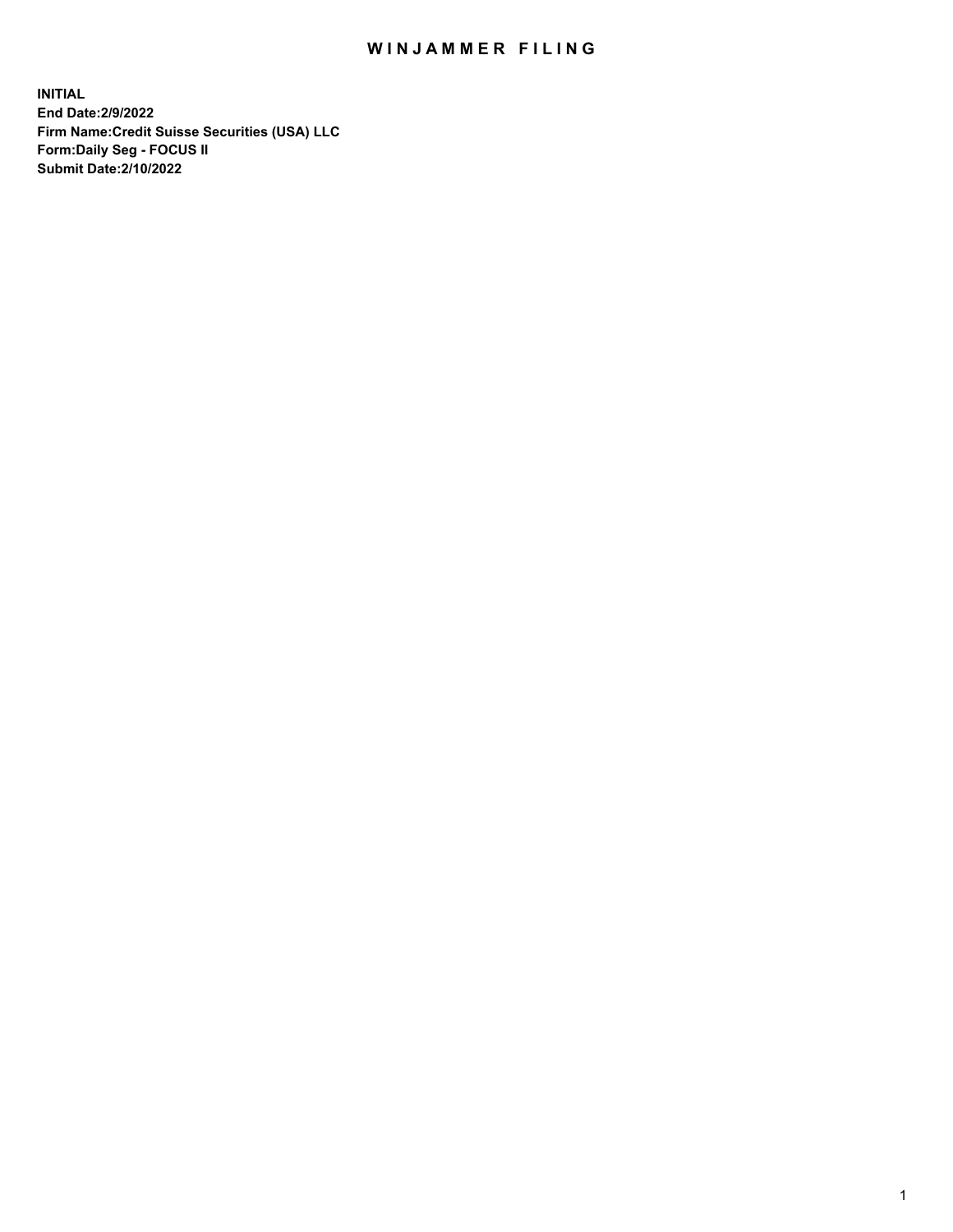# WINJAMMER FILING

**INITIAL**
**End Date:2/9/2022**
**Firm Name:Credit Suisse Securities (USA) LLC**
**Form:Daily Seg - FOCUS II**
**Submit Date:2/10/2022**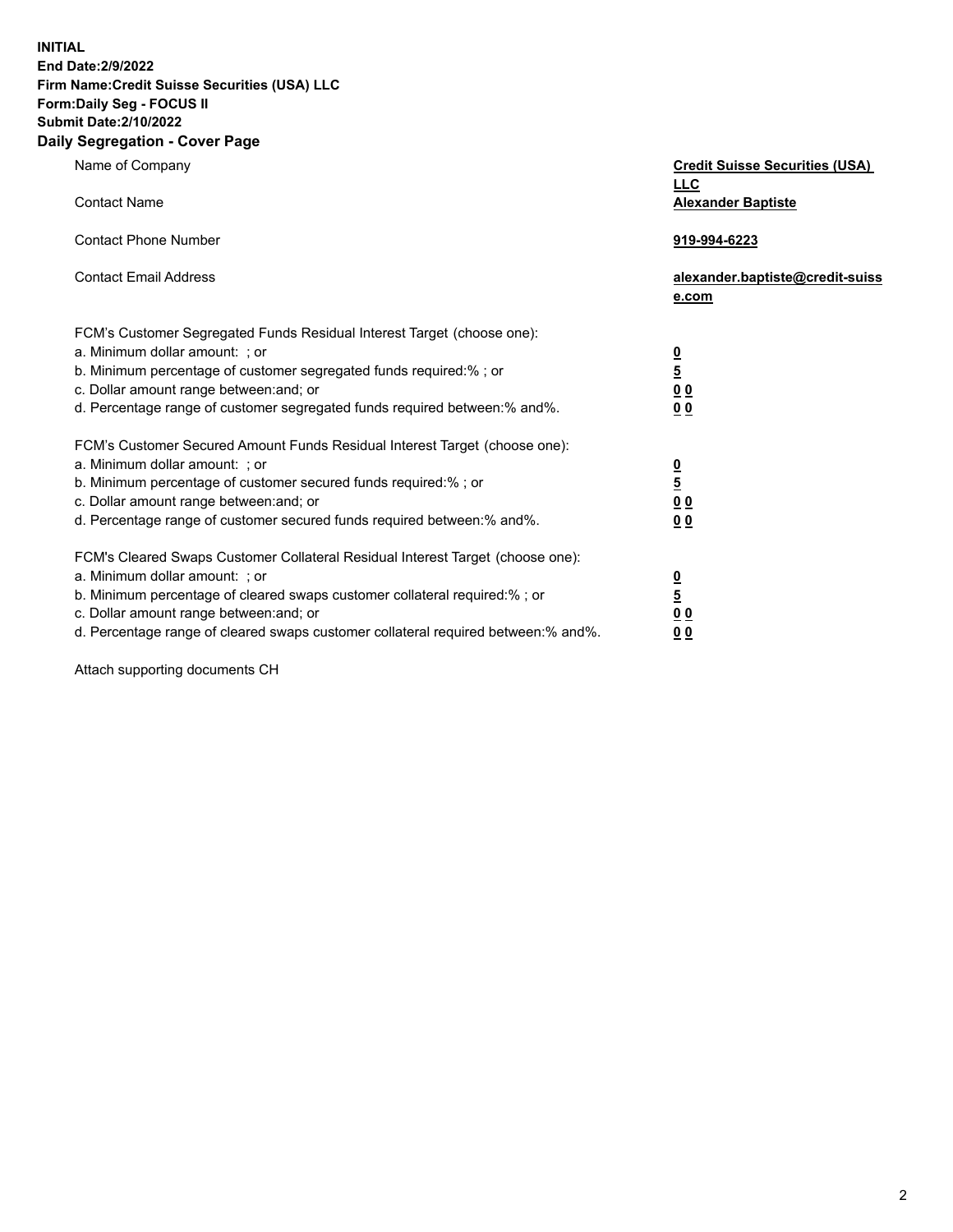**INITIAL**
**End Date:2/9/2022**
**Firm Name:Credit Suisse Securities (USA) LLC**
**Form:Daily Seg - FOCUS II**
**Submit Date:2/10/2022**

## Daily Segregation - Cover Page

| | |
|---|---|
| Name of Company | **Credit Suisse Securities (USA) LLC** |
| Contact Name | **Alexander Baptiste** |
| Contact Phone Number | **919-994-6223** |
| Contact Email Address | **alexander.baptiste@credit-suisse.com** |

FCM's Customer Segregated Funds Residual Interest Target (choose one):

| | |
|---|---|
| a. Minimum dollar amount: ; or | **0** |
| b. Minimum percentage of customer segregated funds required:% ; or | **5** |
| c. Dollar amount range between:and; or | **0 0** |
| d. Percentage range of customer segregated funds required between:% and%. | **0 0** |

FCM's Customer Secured Amount Funds Residual Interest Target (choose one):

| | |
|---|---|
| a. Minimum dollar amount: ; or | **0** |
| b. Minimum percentage of customer secured funds required:% ; or | **5** |
| c. Dollar amount range between:and; or | **0 0** |
| d. Percentage range of customer secured funds required between:% and%. | **0 0** |

FCM's Cleared Swaps Customer Collateral Residual Interest Target (choose one):

| | |
|---|---|
| a. Minimum dollar amount: ; or | **0** |
| b. Minimum percentage of cleared swaps customer collateral required:% ; or | **5** |
| c. Dollar amount range between:and; or | **0 0** |
| d. Percentage range of cleared swaps customer collateral required between:% and%. | **0 0** |

Attach supporting documents CH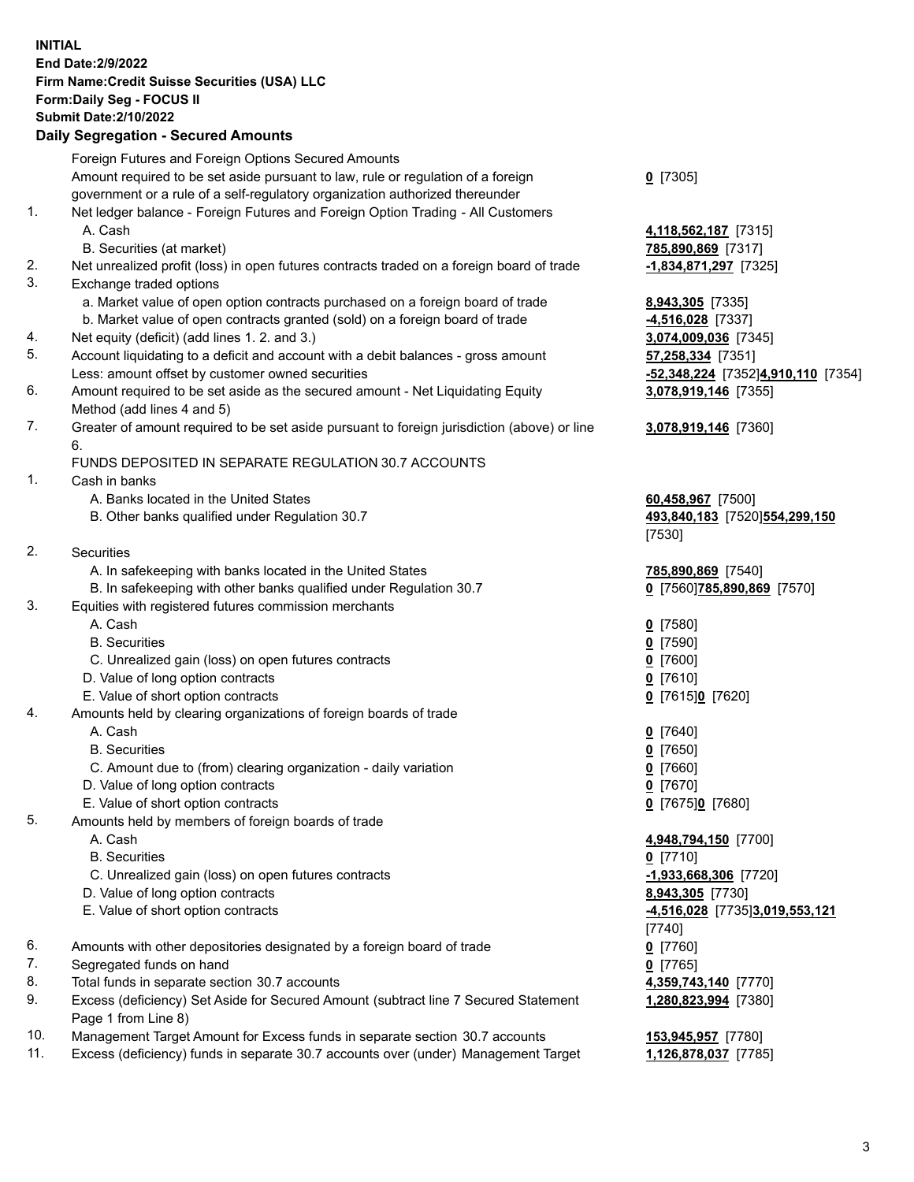**INITIAL**
**End Date:2/9/2022**
**Firm Name:Credit Suisse Securities (USA) LLC**
**Form:Daily Seg - FOCUS II**
**Submit Date:2/10/2022**

## Daily Segregation - Secured Amounts

| | | |
|---|---|---|
| | Foreign Futures and Foreign Options Secured Amounts | |
| | Amount required to be set aside pursuant to law, rule or regulation of a foreign government or a rule of a self-regulatory organization authorized thereunder | **0** [7305] |
| 1. | Net ledger balance - Foreign Futures and Foreign Option Trading - All Customers | |
| | A. Cash | **4,118,562,187** [7315] |
| | B. Securities (at market) | **785,890,869** [7317] |
| 2. | Net unrealized profit (loss) in open futures contracts traded on a foreign board of trade | **-1,834,871,297** [7325] |
| 3. | Exchange traded options | |
| | a. Market value of open option contracts purchased on a foreign board of trade | **8,943,305** [7335] |
| | b. Market value of open contracts granted (sold) on a foreign board of trade | **-4,516,028** [7337] |
| 4. | Net equity (deficit) (add lines 1. 2. and 3.) | **3,074,009,036** [7345] |
| 5. | Account liquidating to a deficit and account with a debit balances - gross amount | **57,258,334** [7351] |
| | Less: amount offset by customer owned securities | **-52,348,224** [7352]**4,910,110** [7354] |
| 6. | Amount required to be set aside as the secured amount - Net Liquidating Equity Method (add lines 4 and 5) | **3,078,919,146** [7355] |
| 7. | Greater of amount required to be set aside pursuant to foreign jurisdiction (above) or line 6. | **3,078,919,146** [7360] |
| | FUNDS DEPOSITED IN SEPARATE REGULATION 30.7 ACCOUNTS | |
| 1. | Cash in banks | |
| | A. Banks located in the United States | **60,458,967** [7500] |
| | B. Other banks qualified under Regulation 30.7 | **493,840,183** [7520]**554,299,150** [7530] |
| 2. | Securities | |
| | A. In safekeeping with banks located in the United States | **785,890,869** [7540] |
| | B. In safekeeping with other banks qualified under Regulation 30.7 | **0** [7560]**785,890,869** [7570] |
| 3. | Equities with registered futures commission merchants | |
| | A. Cash | **0** [7580] |
| | B. Securities | **0** [7590] |
| | C. Unrealized gain (loss) on open futures contracts | **0** [7600] |
| | D. Value of long option contracts | **0** [7610] |
| | E. Value of short option contracts | **0** [7615]**0** [7620] |
| 4. | Amounts held by clearing organizations of foreign boards of trade | |
| | A. Cash | **0** [7640] |
| | B. Securities | **0** [7650] |
| | C. Amount due to (from) clearing organization - daily variation | **0** [7660] |
| | D. Value of long option contracts | **0** [7670] |
| | E. Value of short option contracts | **0** [7675]**0** [7680] |
| 5. | Amounts held by members of foreign boards of trade | |
| | A. Cash | **4,948,794,150** [7700] |
| | B. Securities | **0** [7710] |
| | C. Unrealized gain (loss) on open futures contracts | **-1,933,668,306** [7720] |
| | D. Value of long option contracts | **8,943,305** [7730] |
| | E. Value of short option contracts | **-4,516,028** [7735]**3,019,553,121** [7740] |
| 6. | Amounts with other depositories designated by a foreign board of trade | **0** [7760] |
| 7. | Segregated funds on hand | **0** [7765] |
| 8. | Total funds in separate section 30.7 accounts | **4,359,743,140** [7770] |
| 9. | Excess (deficiency) Set Aside for Secured Amount (subtract line 7 Secured Statement Page 1 from Line 8) | **1,280,823,994** [7380] |
| 10. | Management Target Amount for Excess funds in separate section 30.7 accounts | **153,945,957** [7780] |
| 11. | Excess (deficiency) funds in separate 30.7 accounts over (under) Management Target | **1,126,878,037** [7785] |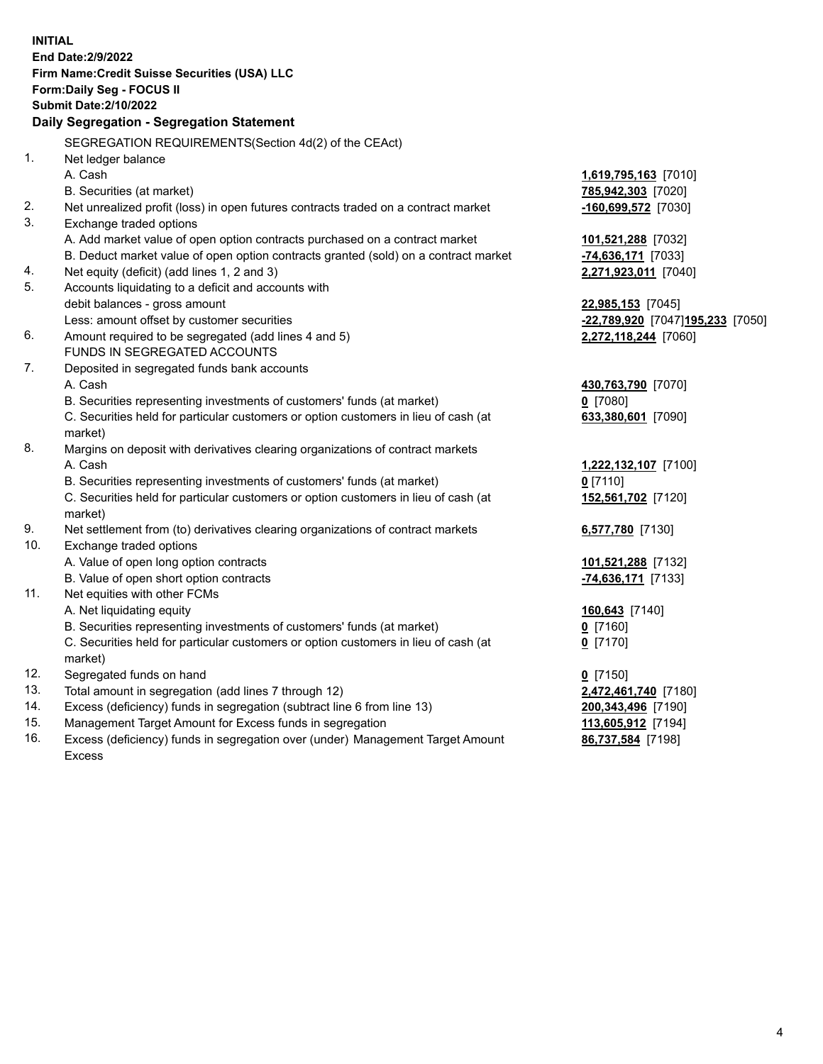**INITIAL**
**End Date:2/9/2022**
**Firm Name:Credit Suisse Securities (USA) LLC**
**Form:Daily Seg - FOCUS II**
**Submit Date:2/10/2022**

## Daily Segregation - Segregation Statement

| | | |
|---|---|---|
| | SEGREGATION REQUIREMENTS(Section 4d(2) of the CEAct) | |
| 1. | Net ledger balance | |
| | A. Cash | **1,619,795,163** [7010] |
| | B. Securities (at market) | **785,942,303** [7020] |
| 2. | Net unrealized profit (loss) in open futures contracts traded on a contract market | **-160,699,572** [7030] |
| 3. | Exchange traded options | |
| | A. Add market value of open option contracts purchased on a contract market | **101,521,288** [7032] |
| | B. Deduct market value of open option contracts granted (sold) on a contract market | **-74,636,171** [7033] |
| 4. | Net equity (deficit) (add lines 1, 2 and 3) | **2,271,923,011** [7040] |
| 5. | Accounts liquidating to a deficit and accounts with debit balances - gross amount | **22,985,153** [7045] |
| | Less: amount offset by customer securities | **-22,789,920** [7047] **195,233** [7050] |
| 6. | Amount required to be segregated (add lines 4 and 5) | **2,272,118,244** [7060] |
| | FUNDS IN SEGREGATED ACCOUNTS | |
| 7. | Deposited in segregated funds bank accounts | |
| | A. Cash | **430,763,790** [7070] |
| | B. Securities representing investments of customers' funds (at market) | **0** [7080] |
| | C. Securities held for particular customers or option customers in lieu of cash (at market) | **633,380,601** [7090] |
| 8. | Margins on deposit with derivatives clearing organizations of contract markets | |
| | A. Cash | **1,222,132,107** [7100] |
| | B. Securities representing investments of customers' funds (at market) | **0** [7110] |
| | C. Securities held for particular customers or option customers in lieu of cash (at market) | **152,561,702** [7120] |
| 9. | Net settlement from (to) derivatives clearing organizations of contract markets | **6,577,780** [7130] |
| 10. | Exchange traded options | |
| | A. Value of open long option contracts | **101,521,288** [7132] |
| | B. Value of open short option contracts | **-74,636,171** [7133] |
| 11. | Net equities with other FCMs | |
| | A. Net liquidating equity | **160,643** [7140] |
| | B. Securities representing investments of customers' funds (at market) | **0** [7160] |
| | C. Securities held for particular customers or option customers in lieu of cash (at market) | **0** [7170] |
| 12. | Segregated funds on hand | **0** [7150] |
| 13. | Total amount in segregation (add lines 7 through 12) | **2,472,461,740** [7180] |
| 14. | Excess (deficiency) funds in segregation (subtract line 6 from line 13) | **200,343,496** [7190] |
| 15. | Management Target Amount for Excess funds in segregation | **113,605,912** [7194] |
| 16. | Excess (deficiency) funds in segregation over (under) Management Target Amount Excess | **86,737,584** [7198] |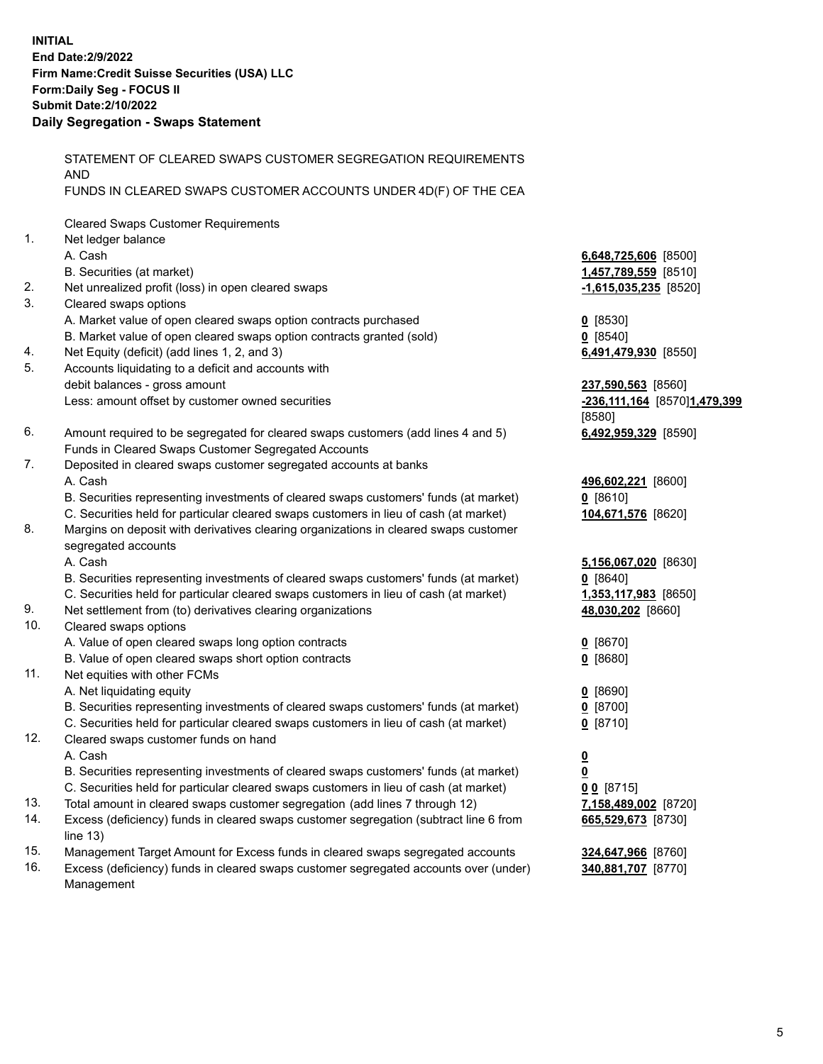**INITIAL**
**End Date:2/9/2022**
**Firm Name:Credit Suisse Securities (USA) LLC**
**Form:Daily Seg - FOCUS II**
**Submit Date:2/10/2022**
**Daily Segregation - Swaps Statement**

STATEMENT OF CLEARED SWAPS CUSTOMER SEGREGATION REQUIREMENTS AND FUNDS IN CLEARED SWAPS CUSTOMER ACCOUNTS UNDER 4D(F) OF THE CEA

| | | |
|---|---|---|
| | Cleared Swaps Customer Requirements | |
| 1. | Net ledger balance | |
| | A. Cash | **6,648,725,606** [8500] |
| | B. Securities (at market) | **1,457,789,559** [8510] |
| 2. | Net unrealized profit (loss) in open cleared swaps | **-1,615,035,235** [8520] |
| 3. | Cleared swaps options | |
| | A. Market value of open cleared swaps option contracts purchased | **0** [8530] |
| | B. Market value of open cleared swaps option contracts granted (sold) | **0** [8540] |
| 4. | Net Equity (deficit) (add lines 1, 2, and 3) | **6,491,479,930** [8550] |
| 5. | Accounts liquidating to a deficit and accounts with debit balances - gross amount | **237,590,563** [8560] |
| | Less: amount offset by customer owned securities | **-236,111,164** [8570]**1,479,399** [8580] |
| 6. | Amount required to be segregated for cleared swaps customers (add lines 4 and 5) | **6,492,959,329** [8590] |
| | Funds in Cleared Swaps Customer Segregated Accounts | |
| 7. | Deposited in cleared swaps customer segregated accounts at banks | |
| | A. Cash | **496,602,221** [8600] |
| | B. Securities representing investments of cleared swaps customers' funds (at market) | **0** [8610] |
| | C. Securities held for particular cleared swaps customers in lieu of cash (at market) | **104,671,576** [8620] |
| 8. | Margins on deposit with derivatives clearing organizations in cleared swaps customer segregated accounts | |
| | A. Cash | **5,156,067,020** [8630] |
| | B. Securities representing investments of cleared swaps customers' funds (at market) | **0** [8640] |
| | C. Securities held for particular cleared swaps customers in lieu of cash (at market) | **1,353,117,983** [8650] |
| 9. | Net settlement from (to) derivatives clearing organizations | **48,030,202** [8660] |
| 10. | Cleared swaps options | |
| | A. Value of open cleared swaps long option contracts | **0** [8670] |
| | B. Value of open cleared swaps short option contracts | **0** [8680] |
| 11. | Net equities with other FCMs | |
| | A. Net liquidating equity | **0** [8690] |
| | B. Securities representing investments of cleared swaps customers' funds (at market) | **0** [8700] |
| | C. Securities held for particular cleared swaps customers in lieu of cash (at market) | **0** [8710] |
| 12. | Cleared swaps customer funds on hand | |
| | A. Cash | **0** |
| | B. Securities representing investments of cleared swaps customers' funds (at market) | **0** |
| | C. Securities held for particular cleared swaps customers in lieu of cash (at market) | **0** **0** [8715] |
| 13. | Total amount in cleared swaps customer segregation (add lines 7 through 12) | **7,158,489,002** [8720] |
| 14. | Excess (deficiency) funds in cleared swaps customer segregation (subtract line 6 from line 13) | **665,529,673** [8730] |
| 15. | Management Target Amount for Excess funds in cleared swaps segregated accounts | **324,647,966** [8760] |
| 16. | Excess (deficiency) funds in cleared swaps customer segregated accounts over (under) Management | **340,881,707** [8770] |